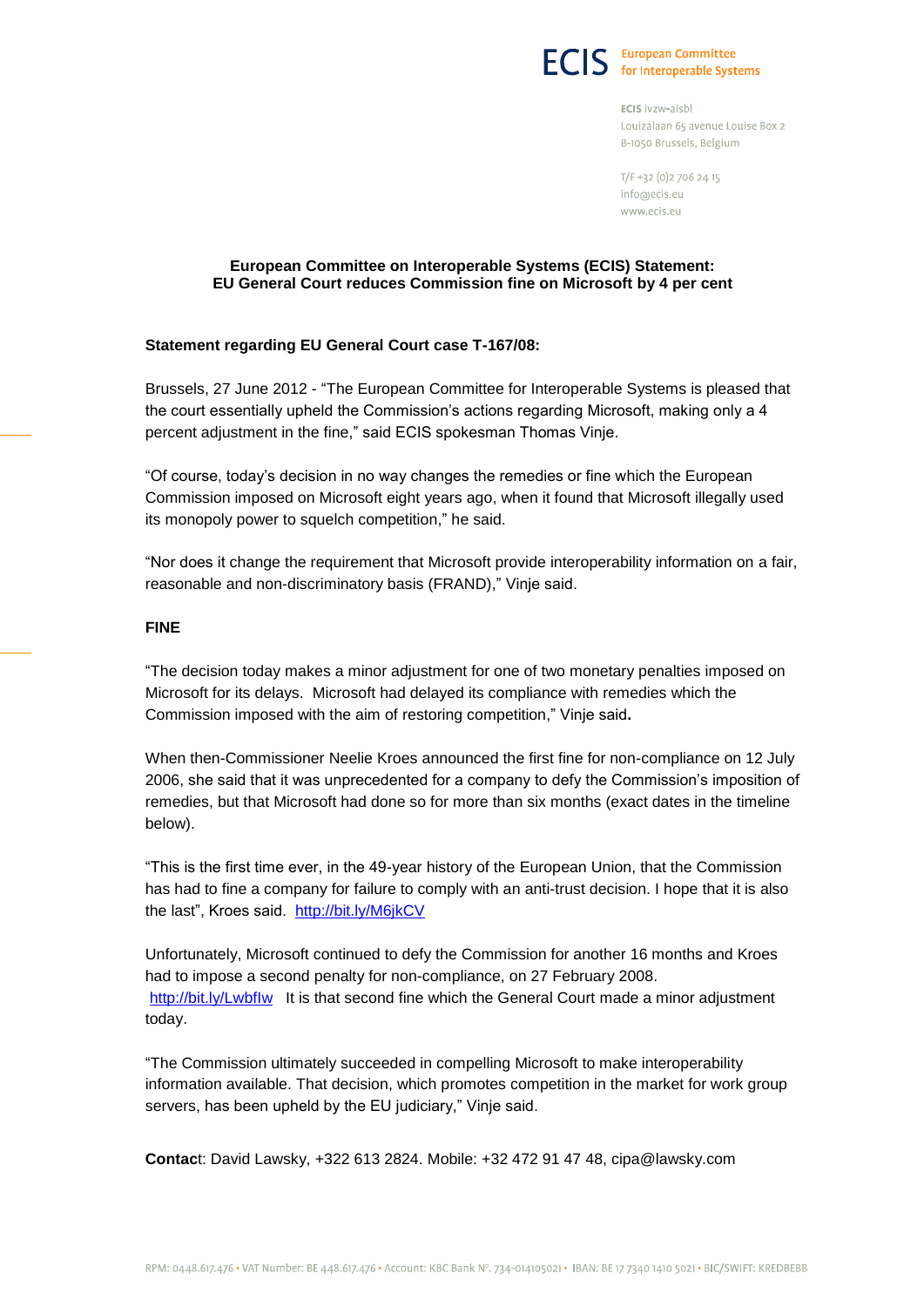**ECIS** European Committee for Interoperable Systems

ECIS ivzw-aisbl
Louizalaan 65 avenue Louise Box 2
B-1050 Brussels, Belgium

T/F +32 (0)2 706 24 15
info@ecis.eu
www.ecis.eu

# European Committee on Interoperable Systems (ECIS) Statement: EU General Court reduces Commission fine on Microsoft by 4 per cent

**Statement regarding EU General Court case T-167/08:**

Brussels, 27 June 2012 - "The European Committee for Interoperable Systems is pleased that the court essentially upheld the Commission's actions regarding Microsoft, making only a 4 percent adjustment in the fine," said ECIS spokesman Thomas Vinje.

"Of course, today's decision in no way changes the remedies or fine which the European Commission imposed on Microsoft eight years ago, when it found that Microsoft illegally used its monopoly power to squelch competition," he said.

"Nor does it change the requirement that Microsoft provide interoperability information on a fair, reasonable and non-discriminatory basis (FRAND)," Vinje said.

**FINE**

"The decision today makes a minor adjustment for one of two monetary penalties imposed on Microsoft for its delays. Microsoft had delayed its compliance with remedies which the Commission imposed with the aim of restoring competition," Vinje said**.**

When then-Commissioner Neelie Kroes announced the first fine for non-compliance on 12 July 2006, she said that it was unprecedented for a company to defy the Commission's imposition of remedies, but that Microsoft had done so for more than six months (exact dates in the timeline below).

"This is the first time ever, in the 49-year history of the European Union, that the Commission has had to fine a company for failure to comply with an anti-trust decision. I hope that it is also the last", Kroes said. http://bit.ly/M6jkCV

Unfortunately, Microsoft continued to defy the Commission for another 16 months and Kroes had to impose a second penalty for non-compliance, on 27 February 2008. http://bit.ly/LwbfIw It is that second fine which the General Court made a minor adjustment today.

"The Commission ultimately succeeded in compelling Microsoft to make interoperability information available. That decision, which promotes competition in the market for work group servers, has been upheld by the EU judiciary," Vinje said.

**Contact**: David Lawsky, +322 613 2824. Mobile: +32 472 91 47 48, cipa@lawsky.com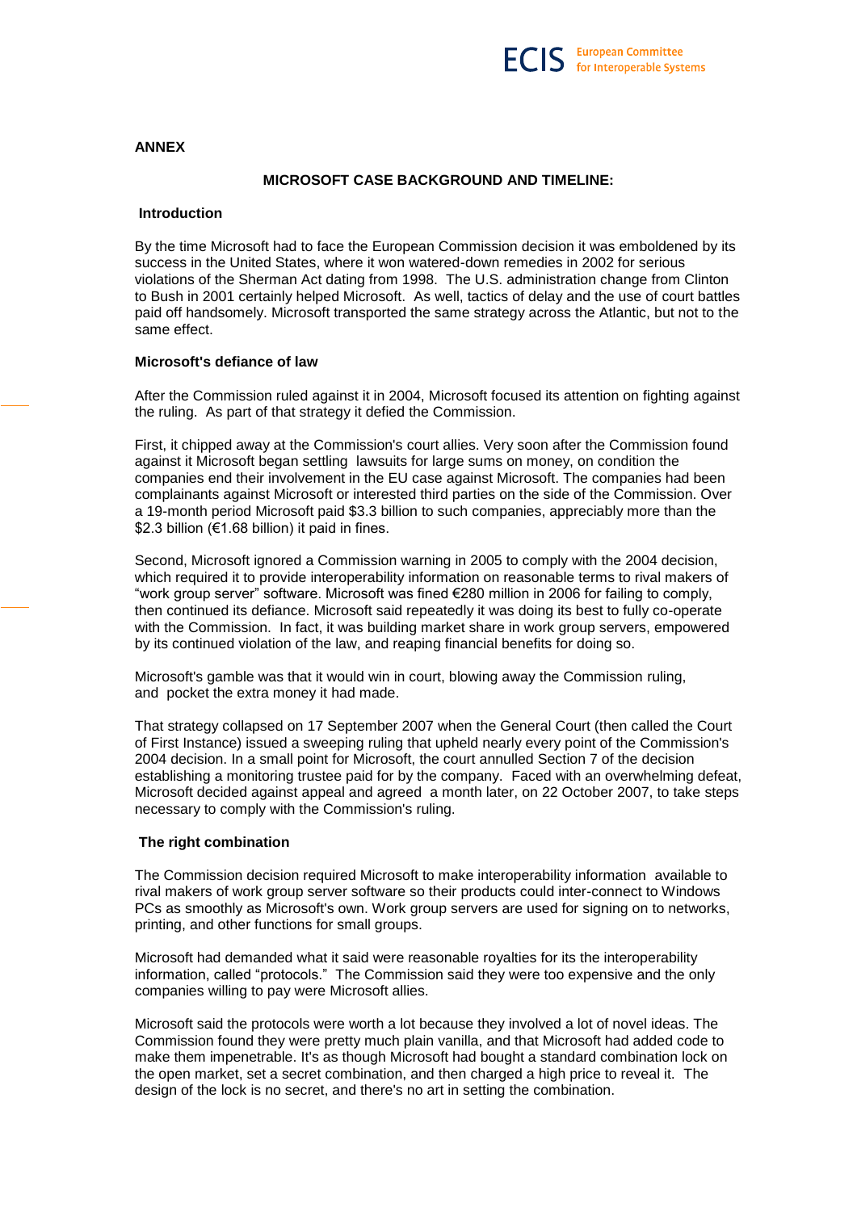**ANNEX**

**MICROSOFT CASE BACKGROUND AND TIMELINE:**

**Introduction**

By the time Microsoft had to face the European Commission decision it was emboldened by its success in the United States, where it won watered-down remedies in 2002 for serious violations of the Sherman Act dating from 1998. The U.S. administration change from Clinton to Bush in 2001 certainly helped Microsoft. As well, tactics of delay and the use of court battles paid off handsomely. Microsoft transported the same strategy across the Atlantic, but not to the same effect.

**Microsoft's defiance of law**

After the Commission ruled against it in 2004, Microsoft focused its attention on fighting against the ruling. As part of that strategy it defied the Commission.

First, it chipped away at the Commission's court allies. Very soon after the Commission found against it Microsoft began settling lawsuits for large sums on money, on condition the companies end their involvement in the EU case against Microsoft. The companies had been complainants against Microsoft or interested third parties on the side of the Commission. Over a 19-month period Microsoft paid $3.3 billion to such companies, appreciably more than the $2.3 billion (€1.68 billion) it paid in fines.

Second, Microsoft ignored a Commission warning in 2005 to comply with the 2004 decision, which required it to provide interoperability information on reasonable terms to rival makers of "work group server" software. Microsoft was fined €280 million in 2006 for failing to comply, then continued its defiance. Microsoft said repeatedly it was doing its best to fully co-operate with the Commission. In fact, it was building market share in work group servers, empowered by its continued violation of the law, and reaping financial benefits for doing so.

Microsoft's gamble was that it would win in court, blowing away the Commission ruling, and pocket the extra money it had made.

That strategy collapsed on 17 September 2007 when the General Court (then called the Court of First Instance) issued a sweeping ruling that upheld nearly every point of the Commission's 2004 decision. In a small point for Microsoft, the court annulled Section 7 of the decision establishing a monitoring trustee paid for by the company. Faced with an overwhelming defeat, Microsoft decided against appeal and agreed a month later, on 22 October 2007, to take steps necessary to comply with the Commission's ruling.

**The right combination**

The Commission decision required Microsoft to make interoperability information available to rival makers of work group server software so their products could inter-connect to Windows PCs as smoothly as Microsoft's own. Work group servers are used for signing on to networks, printing, and other functions for small groups.

Microsoft had demanded what it said were reasonable royalties for its the interoperability information, called "protocols." The Commission said they were too expensive and the only companies willing to pay were Microsoft allies.

Microsoft said the protocols were worth a lot because they involved a lot of novel ideas. The Commission found they were pretty much plain vanilla, and that Microsoft had added code to make them impenetrable. It's as though Microsoft had bought a standard combination lock on the open market, set a secret combination, and then charged a high price to reveal it. The design of the lock is no secret, and there's no art in setting the combination.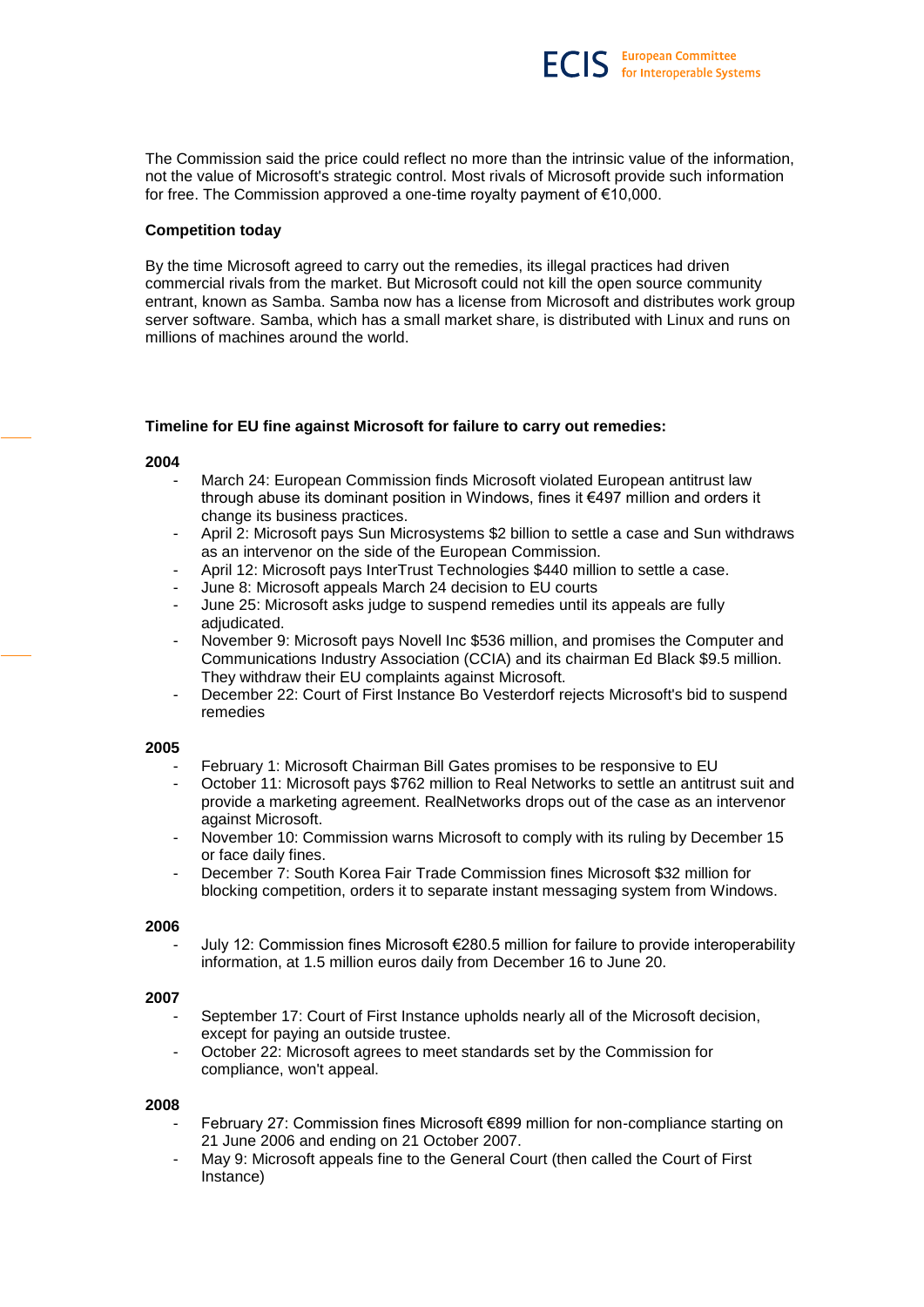The Commission said the price could reflect no more than the intrinsic value of the information, not the value of Microsoft's strategic control. Most rivals of Microsoft provide such information for free. The Commission approved a one-time royalty payment of €10,000.

**Competition today**

By the time Microsoft agreed to carry out the remedies, its illegal practices had driven commercial rivals from the market. But Microsoft could not kill the open source community entrant, known as Samba. Samba now has a license from Microsoft and distributes work group server software. Samba, which has a small market share, is distributed with Linux and runs on millions of machines around the world.

**Timeline for EU fine against Microsoft for failure to carry out remedies:**

**2004**

- March 24: European Commission finds Microsoft violated European antitrust law through abuse its dominant position in Windows, fines it €497 million and orders it change its business practices.
- April 2: Microsoft pays Sun Microsystems $2 billion to settle a case and Sun withdraws as an intervenor on the side of the European Commission.
- April 12: Microsoft pays InterTrust Technologies $440 million to settle a case.
- June 8: Microsoft appeals March 24 decision to EU courts
- June 25: Microsoft asks judge to suspend remedies until its appeals are fully adjudicated.
- November 9: Microsoft pays Novell Inc $536 million, and promises the Computer and Communications Industry Association (CCIA) and its chairman Ed Black $9.5 million. They withdraw their EU complaints against Microsoft.
- December 22: Court of First Instance Bo Vesterdorf rejects Microsoft's bid to suspend remedies

**2005**

- February 1: Microsoft Chairman Bill Gates promises to be responsive to EU
- October 11: Microsoft pays $762 million to Real Networks to settle an antitrust suit and provide a marketing agreement. RealNetworks drops out of the case as an intervenor against Microsoft.
- November 10: Commission warns Microsoft to comply with its ruling by December 15 or face daily fines.
- December 7: South Korea Fair Trade Commission fines Microsoft $32 million for blocking competition, orders it to separate instant messaging system from Windows.

**2006**

- July 12: Commission fines Microsoft €280.5 million for failure to provide interoperability information, at 1.5 million euros daily from December 16 to June 20.

**2007**

- September 17: Court of First Instance upholds nearly all of the Microsoft decision, except for paying an outside trustee.
- October 22: Microsoft agrees to meet standards set by the Commission for compliance, won't appeal.

**2008**

- February 27: Commission fines Microsoft €899 million for non-compliance starting on 21 June 2006 and ending on 21 October 2007.
- May 9: Microsoft appeals fine to the General Court (then called the Court of First Instance)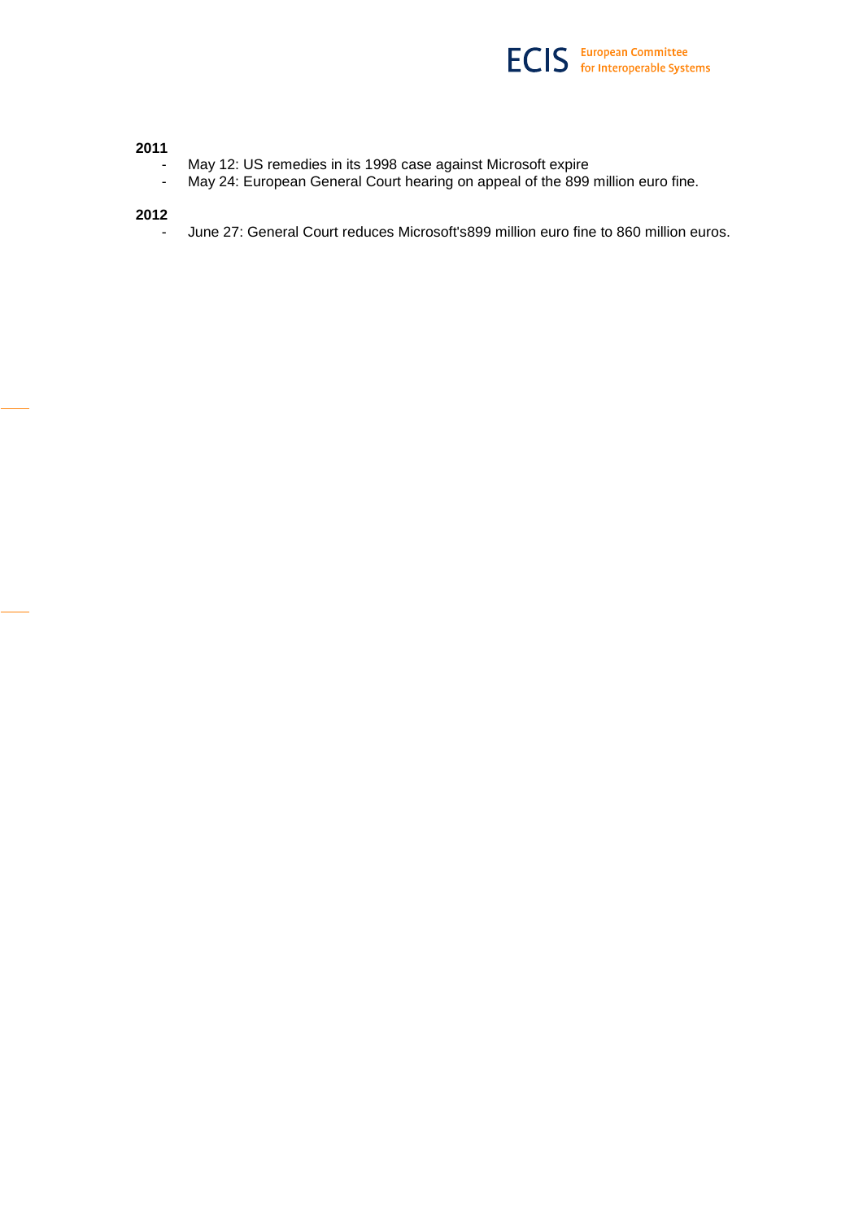**2011**

- May 12: US remedies in its 1998 case against Microsoft expire
- May 24: European General Court hearing on appeal of the 899 million euro fine.

**2012**

- June 27: General Court reduces Microsoft's899 million euro fine to 860 million euros.